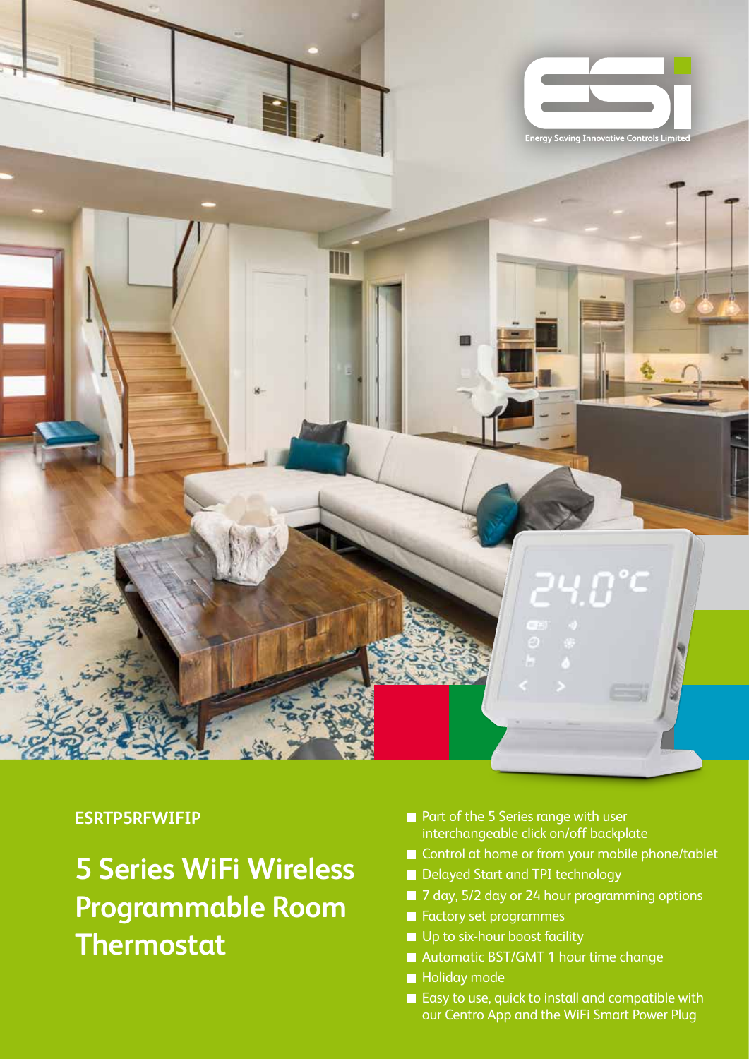Energy Saving Innovative Controls Limited

**ESRTP5RFWIFIP**

# 5 Series WiFi Wireless Programmable Room Thermostat

- Part of the 5 Series range with user interchangeable click on/off backplate
- Control at home or from your mobile phone/tablet
- Delayed Start and TPI technology
- 7 day, 5/2 day or 24 hour programming options
- Factory set programmes
- Up to six-hour boost facility
- Automatic BST/GMT 1 hour time change
- Holiday mode
- Easy to use, quick to install and compatible with our Centro App and the WiFi Smart Power Plug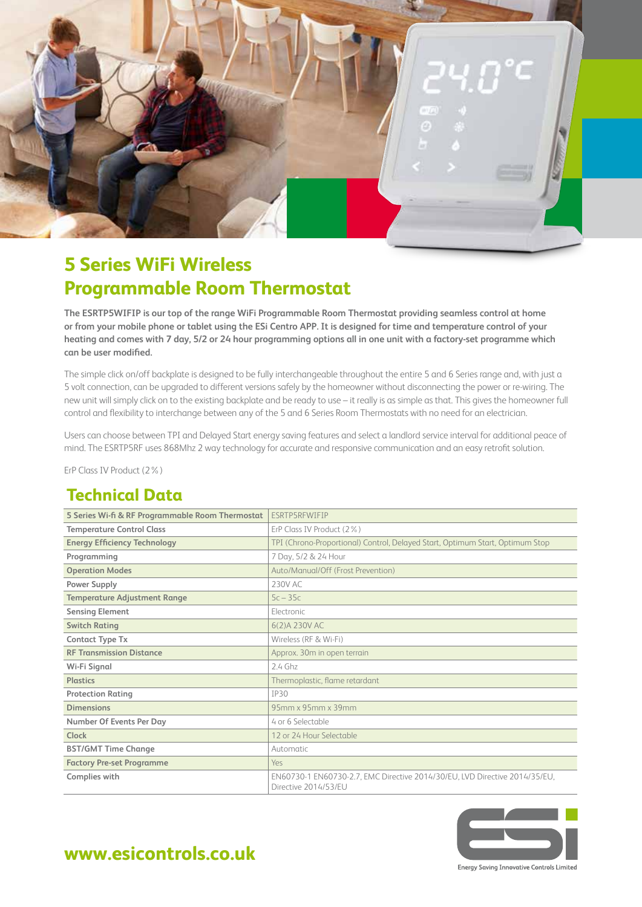# 5 Series WiFi Wireless Programmable Room Thermostat

**The ESRTP5WIFIP is our top of the range WiFi Programmable Room Thermostat providing seamless control at home or from your mobile phone or tablet using the ESi Centro APP. It is designed for time and temperature control of your heating and comes with 7 day, 5/2 or 24 hour programming options all in one unit with a factory-set programme which can be user modified.**

The simple click on/off backplate is designed to be fully interchangeable throughout the entire 5 and 6 Series range and, with just a 5 volt connection, can be upgraded to different versions safely by the homeowner without disconnecting the power or re-wiring. The new unit will simply click on to the existing backplate and be ready to use – it really is as simple as that. This gives the homeowner full control and flexibility to interchange between any of the 5 and 6 Series Room Thermostats with no need for an electrician.

Users can choose between TPI and Delayed Start energy saving features and select a landlord service interval for additional peace of mind. The ESRTP5RF uses 868Mhz 2 way technology for accurate and responsive communication and an easy retrofit solution.

ErP Class IV Product (2%)

## Technical Data

| | |
|---|---|
| **5 Series Wi-fi & RF Programmable Room Thermostat** | ESRTP5RFWIFIP |
| **Temperature Control Class** | ErP Class IV Product (2%) |
| **Energy Efficiency Technology** | TPI (Chrono-Proportional) Control, Delayed Start, Optimum Start, Optimum Stop |
| **Programming** | 7 Day, 5/2 & 24 Hour |
| **Operation Modes** | Auto/Manual/Off (Frost Prevention) |
| **Power Supply** | 230V AC |
| **Temperature Adjustment Range** | 5c – 35c |
| **Sensing Element** | Electronic |
| **Switch Rating** | 6(2)A 230V AC |
| **Contact Type Tx** | Wireless (RF & Wi-Fi) |
| **RF Transmission Distance** | Approx. 30m in open terrain |
| **Wi-Fi Signal** | 2.4 Ghz |
| **Plastics** | Thermoplastic, flame retardant |
| **Protection Rating** | IP30 |
| **Dimensions** | 95mm x 95mm x 39mm |
| **Number Of Events Per Day** | 4 or 6 Selectable |
| **Clock** | 12 or 24 Hour Selectable |
| **BST/GMT Time Change** | Automatic |
| **Factory Pre-set Programme** | Yes |
| **Complies with** | EN60730-1 EN60730-2.7, EMC Directive 2014/30/EU, LVD Directive 2014/35/EU, Directive 2014/53/EU |

**www.esicontrols.co.uk**

Energy Saving Innovative Controls Limited